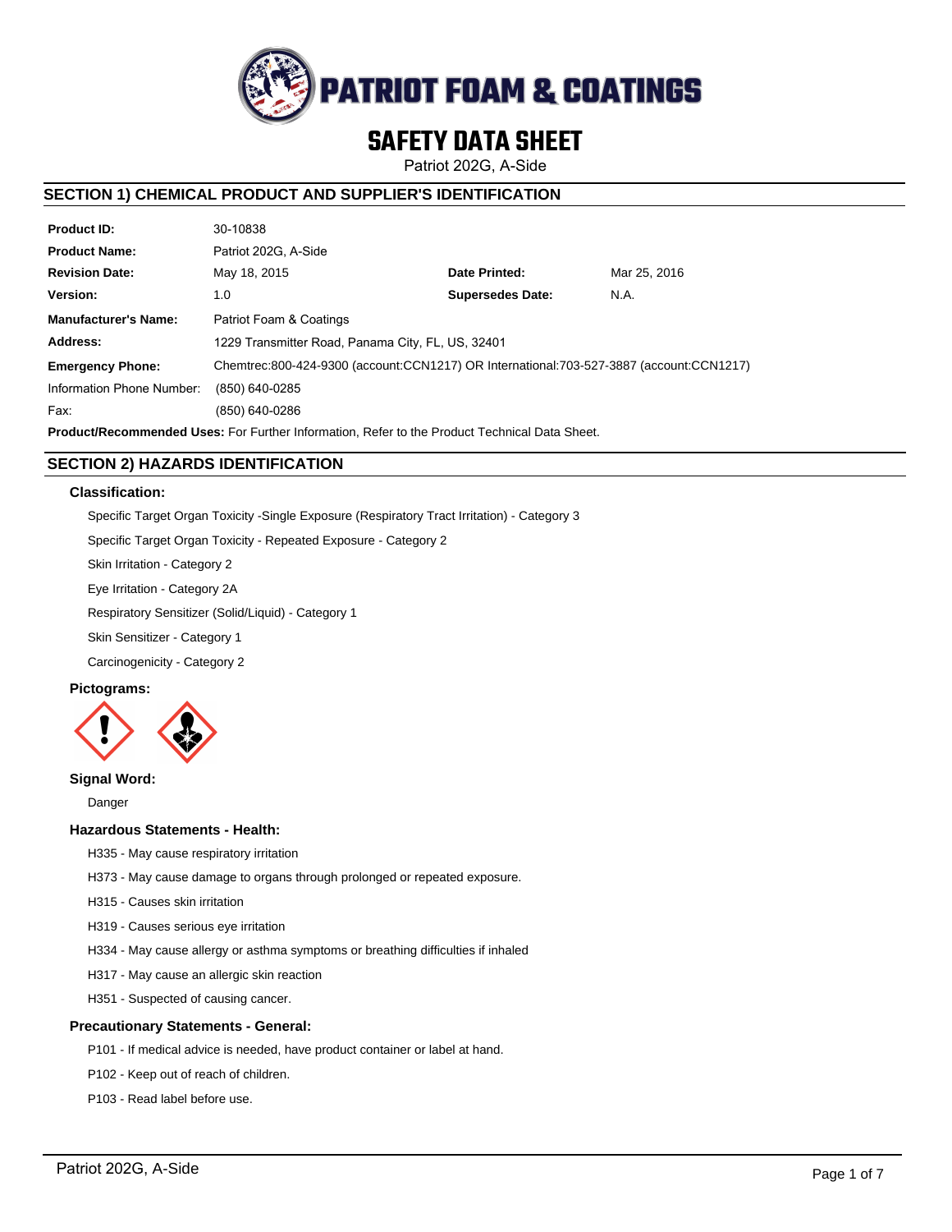# PATRIOT FOAM & COATINGS

# SAFETY DATA SHEET

Patriot 202G, A-Side

## SECTION 1) CHEMICAL PRODUCT AND SUPPLIER'S IDENTIFICATION

| | | | |
|---|---|---|---|
| **Product ID:** | 30-10838 | | |
| **Product Name:** | Patriot 202G, A-Side | | |
| **Revision Date:** | May 18, 2015 | **Date Printed:** | Mar 25, 2016 |
| **Version:** | 1.0 | **Supersedes Date:** | N.A. |
| **Manufacturer's Name:** | Patriot Foam & Coatings | | |
| **Address:** | 1229 Transmitter Road, Panama City, FL, US, 32401 | | |
| **Emergency Phone:** | Chemtrec:800-424-9300 (account:CCN1217) OR International:703-527-3887 (account:CCN1217) | | |
| Information Phone Number: | (850) 640-0285 | | |
| Fax: | (850) 640-0286 | | |

**Product/Recommended Uses:** For Further Information, Refer to the Product Technical Data Sheet.

## SECTION 2) HAZARDS IDENTIFICATION

### Classification:

Specific Target Organ Toxicity -Single Exposure (Respiratory Tract Irritation) - Category 3

Specific Target Organ Toxicity - Repeated Exposure - Category 2

Skin Irritation - Category 2

Eye Irritation - Category 2A

Respiratory Sensitizer (Solid/Liquid) - Category 1

Skin Sensitizer - Category 1

Carcinogenicity - Category 2

### Pictograms:

### Signal Word:

Danger

### Hazardous Statements - Health:

H335 - May cause respiratory irritation

H373 - May cause damage to organs through prolonged or repeated exposure.

H315 - Causes skin irritation

H319 - Causes serious eye irritation

H334 - May cause allergy or asthma symptoms or breathing difficulties if inhaled

H317 - May cause an allergic skin reaction

H351 - Suspected of causing cancer.

### Precautionary Statements - General:

P101 - If medical advice is needed, have product container or label at hand.

P102 - Keep out of reach of children.

P103 - Read label before use.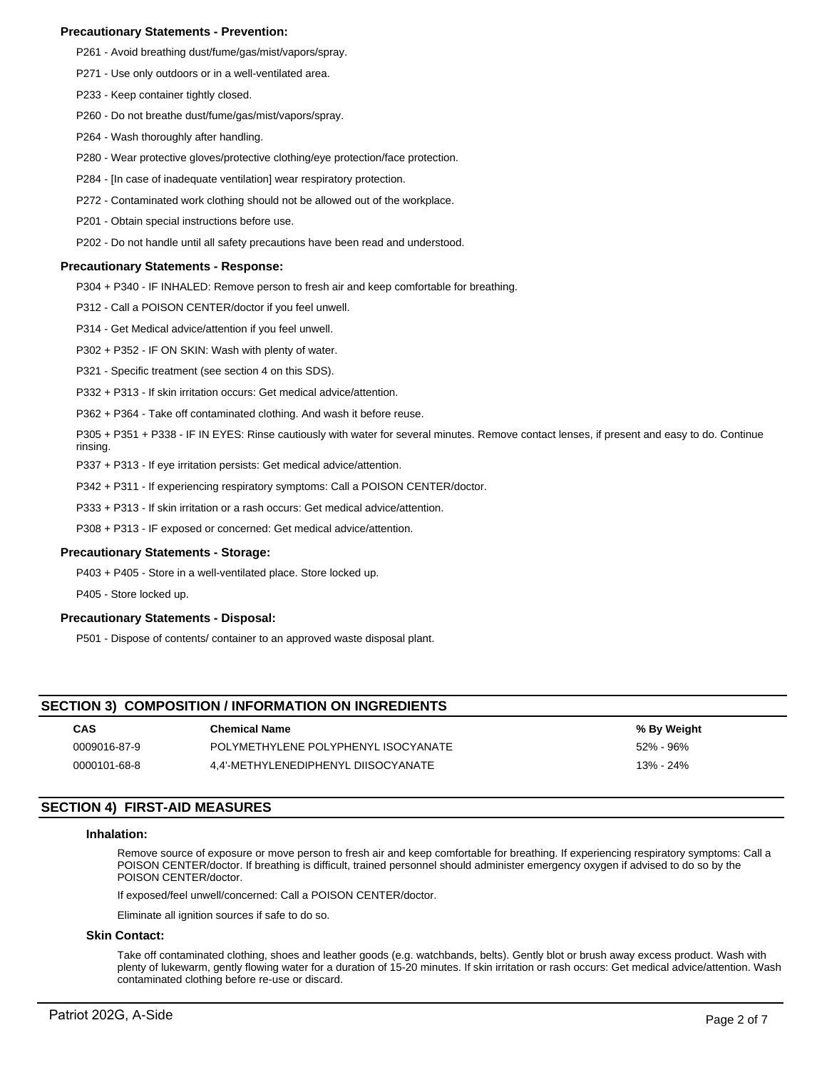**Precautionary Statements - Prevention:**

P261 - Avoid breathing dust/fume/gas/mist/vapors/spray.

P271 - Use only outdoors or in a well-ventilated area.

P233 - Keep container tightly closed.

P260 - Do not breathe dust/fume/gas/mist/vapors/spray.

P264 - Wash thoroughly after handling.

P280 - Wear protective gloves/protective clothing/eye protection/face protection.

P284 - [In case of inadequate ventilation] wear respiratory protection.

P272 - Contaminated work clothing should not be allowed out of the workplace.

P201 - Obtain special instructions before use.

P202 - Do not handle until all safety precautions have been read and understood.

**Precautionary Statements - Response:**

P304 + P340 - IF INHALED: Remove person to fresh air and keep comfortable for breathing.

P312 - Call a POISON CENTER/doctor if you feel unwell.

P314 - Get Medical advice/attention if you feel unwell.

P302 + P352 - IF ON SKIN: Wash with plenty of water.

P321 - Specific treatment (see section 4 on this SDS).

P332 + P313 - If skin irritation occurs: Get medical advice/attention.

P362 + P364 - Take off contaminated clothing. And wash it before reuse.

P305 + P351 + P338 - IF IN EYES: Rinse cautiously with water for several minutes. Remove contact lenses, if present and easy to do. Continue rinsing.

P337 + P313 - If eye irritation persists: Get medical advice/attention.

P342 + P311 - If experiencing respiratory symptoms: Call a POISON CENTER/doctor.

P333 + P313 - If skin irritation or a rash occurs: Get medical advice/attention.

P308 + P313 - IF exposed or concerned: Get medical advice/attention.

**Precautionary Statements - Storage:**

P403 + P405 - Store in a well-ventilated place. Store locked up.

P405 - Store locked up.

**Precautionary Statements - Disposal:**

P501 - Dispose of contents/ container to an approved waste disposal plant.

## SECTION 3) COMPOSITION / INFORMATION ON INGREDIENTS

| CAS | Chemical Name | % By Weight |
|---|---|---|
| 0009016-87-9 | POLYMETHYLENE POLYPHENYL ISOCYANATE | 52% - 96% |
| 0000101-68-8 | 4,4'-METHYLENEDIPHENYL DIISOCYANATE | 13% - 24% |

## SECTION 4) FIRST-AID MEASURES

### Inhalation:

Remove source of exposure or move person to fresh air and keep comfortable for breathing. If experiencing respiratory symptoms: Call a POISON CENTER/doctor. If breathing is difficult, trained personnel should administer emergency oxygen if advised to do so by the POISON CENTER/doctor.

If exposed/feel unwell/concerned: Call a POISON CENTER/doctor.

Eliminate all ignition sources if safe to do so.

### Skin Contact:

Take off contaminated clothing, shoes and leather goods (e.g. watchbands, belts). Gently blot or brush away excess product. Wash with plenty of lukewarm, gently flowing water for a duration of 15-20 minutes. If skin irritation or rash occurs: Get medical advice/attention. Wash contaminated clothing before re-use or discard.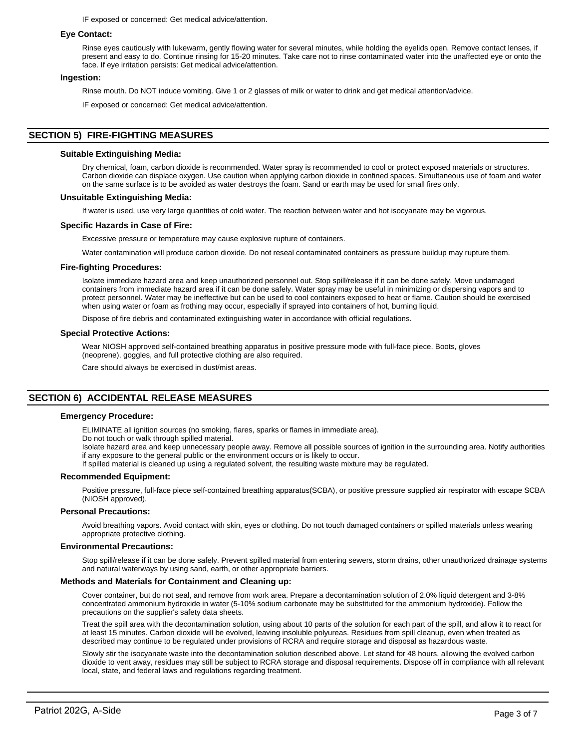IF exposed or concerned: Get medical advice/attention.

### Eye Contact:

Rinse eyes cautiously with lukewarm, gently flowing water for several minutes, while holding the eyelids open. Remove contact lenses, if present and easy to do. Continue rinsing for 15-20 minutes. Take care not to rinse contaminated water into the unaffected eye or onto the face. If eye irritation persists: Get medical advice/attention.

### Ingestion:

Rinse mouth. Do NOT induce vomiting. Give 1 or 2 glasses of milk or water to drink and get medical attention/advice.

IF exposed or concerned: Get medical advice/attention.

## SECTION 5) FIRE-FIGHTING MEASURES

### Suitable Extinguishing Media:

Dry chemical, foam, carbon dioxide is recommended. Water spray is recommended to cool or protect exposed materials or structures. Carbon dioxide can displace oxygen. Use caution when applying carbon dioxide in confined spaces. Simultaneous use of foam and water on the same surface is to be avoided as water destroys the foam. Sand or earth may be used for small fires only.

### Unsuitable Extinguishing Media:

If water is used, use very large quantities of cold water. The reaction between water and hot isocyanate may be vigorous.

### Specific Hazards in Case of Fire:

Excessive pressure or temperature may cause explosive rupture of containers.

Water contamination will produce carbon dioxide. Do not reseal contaminated containers as pressure buildup may rupture them.

### Fire-fighting Procedures:

Isolate immediate hazard area and keep unauthorized personnel out. Stop spill/release if it can be done safely. Move undamaged containers from immediate hazard area if it can be done safely. Water spray may be useful in minimizing or dispersing vapors and to protect personnel. Water may be ineffective but can be used to cool containers exposed to heat or flame. Caution should be exercised when using water or foam as frothing may occur, especially if sprayed into containers of hot, burning liquid.

Dispose of fire debris and contaminated extinguishing water in accordance with official regulations.

### Special Protective Actions:

Wear NIOSH approved self-contained breathing apparatus in positive pressure mode with full-face piece. Boots, gloves (neoprene), goggles, and full protective clothing are also required.

Care should always be exercised in dust/mist areas.

## SECTION 6) ACCIDENTAL RELEASE MEASURES

### Emergency Procedure:

ELIMINATE all ignition sources (no smoking, flares, sparks or flames in immediate area).
Do not touch or walk through spilled material.
Isolate hazard area and keep unnecessary people away. Remove all possible sources of ignition in the surrounding area. Notify authorities if any exposure to the general public or the environment occurs or is likely to occur.
If spilled material is cleaned up using a regulated solvent, the resulting waste mixture may be regulated.

### Recommended Equipment:

Positive pressure, full-face piece self-contained breathing apparatus(SCBA), or positive pressure supplied air respirator with escape SCBA (NIOSH approved).

### Personal Precautions:

Avoid breathing vapors. Avoid contact with skin, eyes or clothing. Do not touch damaged containers or spilled materials unless wearing appropriate protective clothing.

### Environmental Precautions:

Stop spill/release if it can be done safely. Prevent spilled material from entering sewers, storm drains, other unauthorized drainage systems and natural waterways by using sand, earth, or other appropriate barriers.

### Methods and Materials for Containment and Cleaning up:

Cover container, but do not seal, and remove from work area. Prepare a decontamination solution of 2.0% liquid detergent and 3-8% concentrated ammonium hydroxide in water (5-10% sodium carbonate may be substituted for the ammonium hydroxide). Follow the precautions on the supplier's safety data sheets.

Treat the spill area with the decontamination solution, using about 10 parts of the solution for each part of the spill, and allow it to react for at least 15 minutes. Carbon dioxide will be evolved, leaving insoluble polyureas. Residues from spill cleanup, even when treated as described may continue to be regulated under provisions of RCRA and require storage and disposal as hazardous waste.

Slowly stir the isocyanate waste into the decontamination solution described above. Let stand for 48 hours, allowing the evolved carbon dioxide to vent away, residues may still be subject to RCRA storage and disposal requirements. Dispose off in compliance with all relevant local, state, and federal laws and regulations regarding treatment.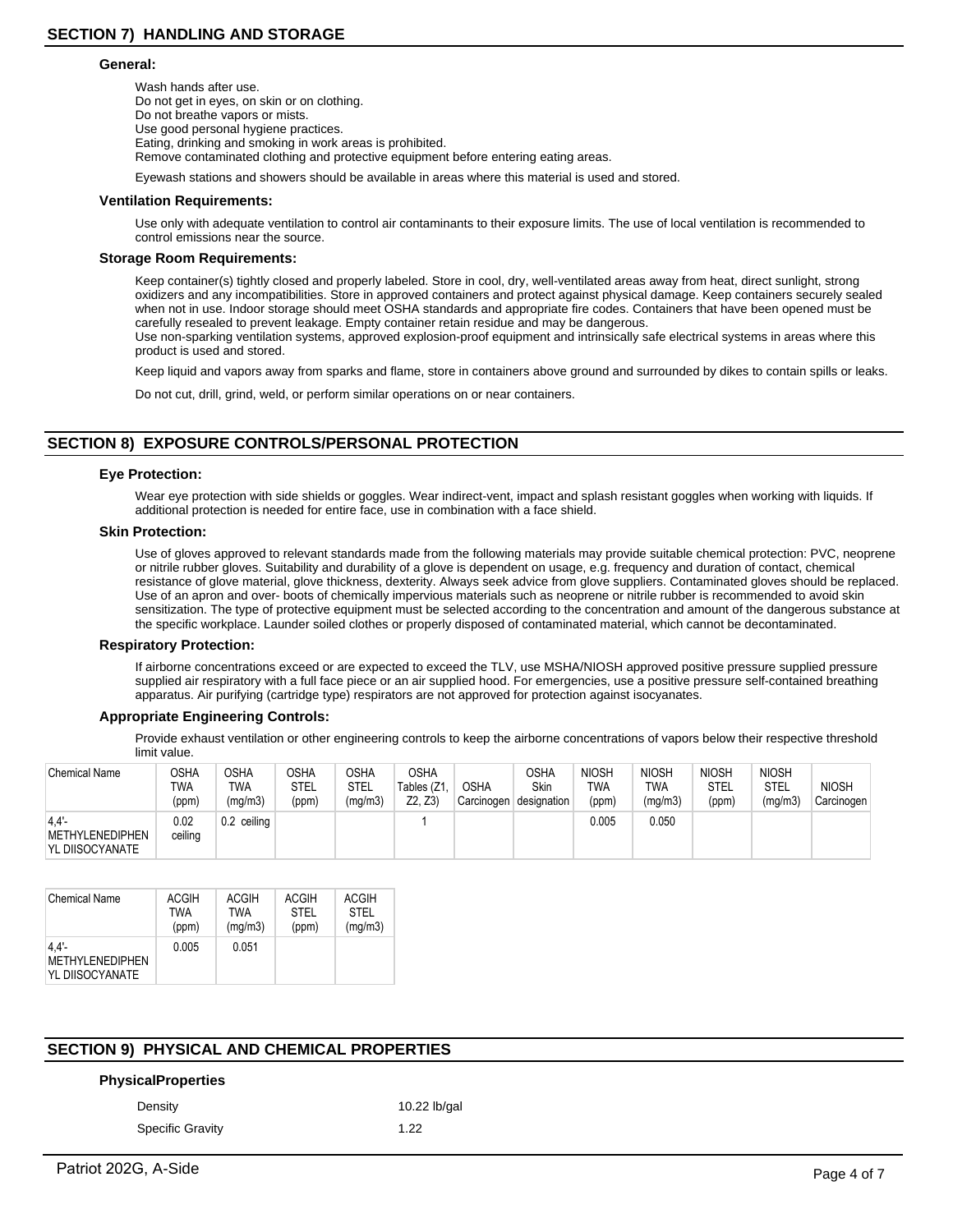## SECTION 7) HANDLING AND STORAGE

### General:

Wash hands after use.
Do not get in eyes, on skin or on clothing.
Do not breathe vapors or mists.
Use good personal hygiene practices.
Eating, drinking and smoking in work areas is prohibited.
Remove contaminated clothing and protective equipment before entering eating areas.

Eyewash stations and showers should be available in areas where this material is used and stored.

### Ventilation Requirements:

Use only with adequate ventilation to control air contaminants to their exposure limits. The use of local ventilation is recommended to control emissions near the source.

### Storage Room Requirements:

Keep container(s) tightly closed and properly labeled. Store in cool, dry, well-ventilated areas away from heat, direct sunlight, strong oxidizers and any incompatibilities. Store in approved containers and protect against physical damage. Keep containers securely sealed when not in use. Indoor storage should meet OSHA standards and appropriate fire codes. Containers that have been opened must be carefully resealed to prevent leakage. Empty container retain residue and may be dangerous.
Use non-sparking ventilation systems, approved explosion-proof equipment and intrinsically safe electrical systems in areas where this product is used and stored.

Keep liquid and vapors away from sparks and flame, store in containers above ground and surrounded by dikes to contain spills or leaks.

Do not cut, drill, grind, weld, or perform similar operations on or near containers.

## SECTION 8) EXPOSURE CONTROLS/PERSONAL PROTECTION

### Eye Protection:

Wear eye protection with side shields or goggles. Wear indirect-vent, impact and splash resistant goggles when working with liquids. If additional protection is needed for entire face, use in combination with a face shield.

### Skin Protection:

Use of gloves approved to relevant standards made from the following materials may provide suitable chemical protection: PVC, neoprene or nitrile rubber gloves. Suitability and durability of a glove is dependent on usage, e.g. frequency and duration of contact, chemical resistance of glove material, glove thickness, dexterity. Always seek advice from glove suppliers. Contaminated gloves should be replaced. Use of an apron and over- boots of chemically impervious materials such as neoprene or nitrile rubber is recommended to avoid skin sensitization. The type of protective equipment must be selected according to the concentration and amount of the dangerous substance at the specific workplace. Launder soiled clothes or properly disposed of contaminated material, which cannot be decontaminated.

### Respiratory Protection:

If airborne concentrations exceed or are expected to exceed the TLV, use MSHA/NIOSH approved positive pressure supplied pressure supplied air respiratory with a full face piece or an air supplied hood. For emergencies, use a positive pressure self-contained breathing apparatus. Air purifying (cartridge type) respirators are not approved for protection against isocyanates.

### Appropriate Engineering Controls:

Provide exhaust ventilation or other engineering controls to keep the airborne concentrations of vapors below their respective threshold limit value.

| Chemical Name | OSHA TWA (ppm) | OSHA TWA (mg/m3) | OSHA STEL (ppm) | OSHA STEL (mg/m3) | OSHA Tables (Z1, Z2, Z3) | OSHA Carcinogen | OSHA Skin designation | NIOSH TWA (ppm) | NIOSH TWA (mg/m3) | NIOSH STEL (ppm) | NIOSH STEL (mg/m3) | NIOSH Carcinogen |
|---|---|---|---|---|---|---|---|---|---|---|---|---|
| 4,4'-METHYLENEDIPHENYL DIISOCYANATE | 0.02 ceiling | 0.2 ceiling | | | 1 | | | 0.005 | 0.050 | | | |

| Chemical Name | ACGIH TWA (ppm) | ACGIH TWA (mg/m3) | ACGIH STEL (ppm) | ACGIH STEL (mg/m3) |
|---|---|---|---|---|
| 4,4'-METHYLENEDIPHENYL DIISOCYANATE | 0.005 | 0.051 | | |

## SECTION 9) PHYSICAL AND CHEMICAL PROPERTIES

### PhysicalProperties

| | |
|---|---|
| Density | 10.22 lb/gal |
| Specific Gravity | 1.22 |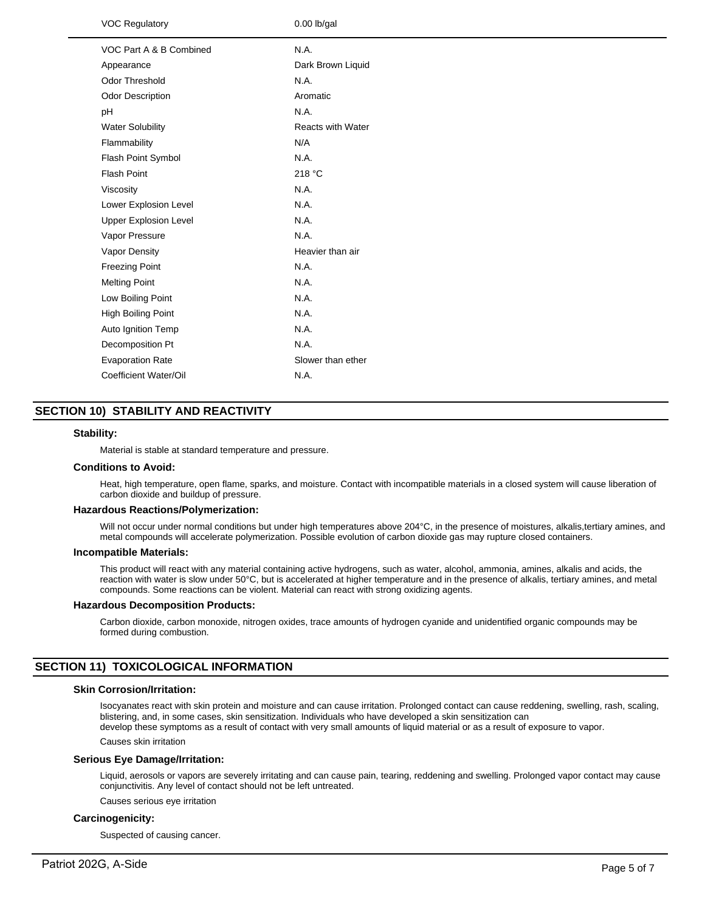| | |
|---|---|
| VOC Regulatory | 0.00 lb/gal |
| VOC Part A & B Combined | N.A. |
| Appearance | Dark Brown Liquid |
| Odor Threshold | N.A. |
| Odor Description | Aromatic |
| pH | N.A. |
| Water Solubility | Reacts with Water |
| Flammability | N/A |
| Flash Point Symbol | N.A. |
| Flash Point | 218 °C |
| Viscosity | N.A. |
| Lower Explosion Level | N.A. |
| Upper Explosion Level | N.A. |
| Vapor Pressure | N.A. |
| Vapor Density | Heavier than air |
| Freezing Point | N.A. |
| Melting Point | N.A. |
| Low Boiling Point | N.A. |
| High Boiling Point | N.A. |
| Auto Ignition Temp | N.A. |
| Decomposition Pt | N.A. |
| Evaporation Rate | Slower than ether |
| Coefficient Water/Oil | N.A. |

## SECTION 10) STABILITY AND REACTIVITY

### Stability:

Material is stable at standard temperature and pressure.

### Conditions to Avoid:

Heat, high temperature, open flame, sparks, and moisture. Contact with incompatible materials in a closed system will cause liberation of carbon dioxide and buildup of pressure.

### Hazardous Reactions/Polymerization:

Will not occur under normal conditions but under high temperatures above 204°C, in the presence of moistures, alkalis,tertiary amines, and metal compounds will accelerate polymerization. Possible evolution of carbon dioxide gas may rupture closed containers.

### Incompatible Materials:

This product will react with any material containing active hydrogens, such as water, alcohol, ammonia, amines, alkalis and acids, the reaction with water is slow under 50°C, but is accelerated at higher temperature and in the presence of alkalis, tertiary amines, and metal compounds. Some reactions can be violent. Material can react with strong oxidizing agents.

### Hazardous Decomposition Products:

Carbon dioxide, carbon monoxide, nitrogen oxides, trace amounts of hydrogen cyanide and unidentified organic compounds may be formed during combustion.

## SECTION 11) TOXICOLOGICAL INFORMATION

### Skin Corrosion/Irritation:

Isocyanates react with skin protein and moisture and can cause irritation. Prolonged contact can cause reddening, swelling, rash, scaling, blistering, and, in some cases, skin sensitization. Individuals who have developed a skin sensitization can develop these symptoms as a result of contact with very small amounts of liquid material or as a result of exposure to vapor.

Causes skin irritation

### Serious Eye Damage/Irritation:

Liquid, aerosols or vapors are severely irritating and can cause pain, tearing, reddening and swelling. Prolonged vapor contact may cause conjunctivitis. Any level of contact should not be left untreated.

Causes serious eye irritation

### Carcinogenicity:

Suspected of causing cancer.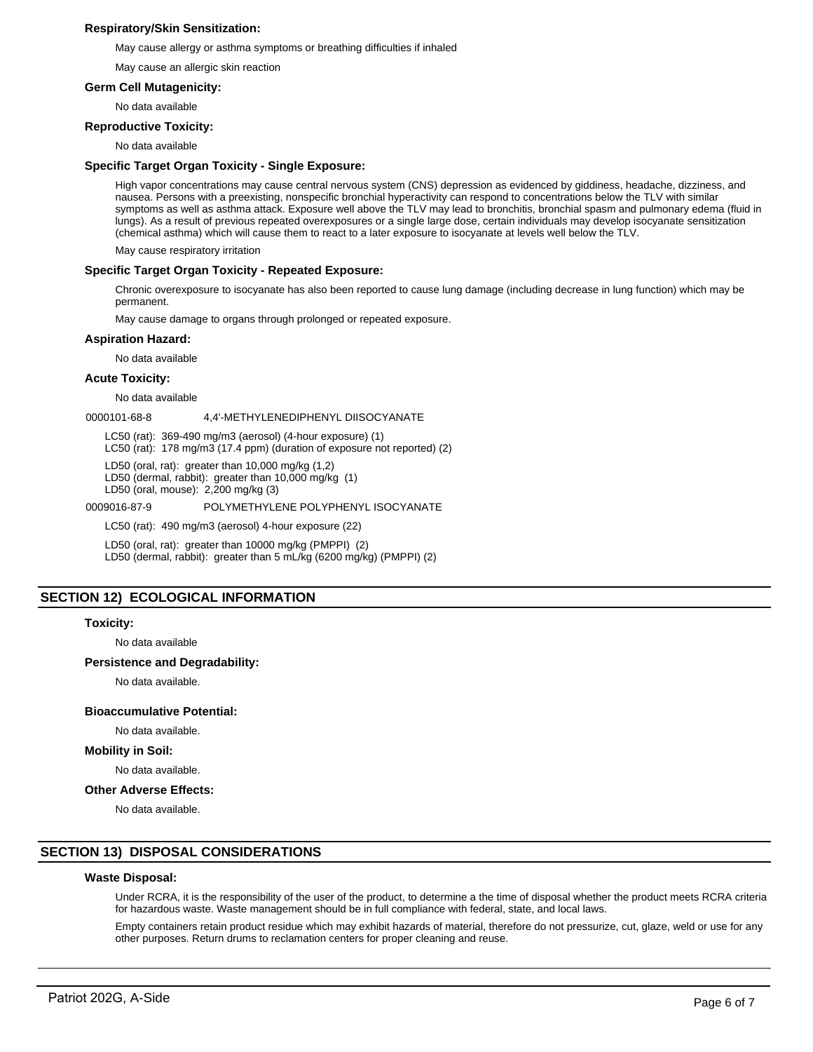### Respiratory/Skin Sensitization:

May cause allergy or asthma symptoms or breathing difficulties if inhaled

May cause an allergic skin reaction

### Germ Cell Mutagenicity:

No data available

### Reproductive Toxicity:

No data available

### Specific Target Organ Toxicity - Single Exposure:

High vapor concentrations may cause central nervous system (CNS) depression as evidenced by giddiness, headache, dizziness, and nausea. Persons with a preexisting, nonspecific bronchial hyperactivity can respond to concentrations below the TLV with similar symptoms as well as asthma attack. Exposure well above the TLV may lead to bronchitis, bronchial spasm and pulmonary edema (fluid in lungs). As a result of previous repeated overexposures or a single large dose, certain individuals may develop isocyanate sensitization (chemical asthma) which will cause them to react to a later exposure to isocyanate at levels well below the TLV.

May cause respiratory irritation

### Specific Target Organ Toxicity - Repeated Exposure:

Chronic overexposure to isocyanate has also been reported to cause lung damage (including decrease in lung function) which may be permanent.

May cause damage to organs through prolonged or repeated exposure.

### Aspiration Hazard:

No data available

### Acute Toxicity:

No data available

0000101-68-8 4,4'-METHYLENEDIPHENYL DIISOCYANATE

LC50 (rat): 369-490 mg/m3 (aerosol) (4-hour exposure) (1)
LC50 (rat): 178 mg/m3 (17.4 ppm) (duration of exposure not reported) (2)

LD50 (oral, rat): greater than 10,000 mg/kg (1,2)
LD50 (dermal, rabbit): greater than 10,000 mg/kg (1)
LD50 (oral, mouse): 2,200 mg/kg (3)

0009016-87-9 POLYMETHYLENE POLYPHENYL ISOCYANATE

LC50 (rat): 490 mg/m3 (aerosol) 4-hour exposure (22)

LD50 (oral, rat): greater than 10000 mg/kg (PMPPI) (2)
LD50 (dermal, rabbit): greater than 5 mL/kg (6200 mg/kg) (PMPPI) (2)

## SECTION 12) ECOLOGICAL INFORMATION

### Toxicity:

No data available

### Persistence and Degradability:

No data available.

### Bioaccumulative Potential:

No data available.

### Mobility in Soil:

No data available.

### Other Adverse Effects:

No data available.

## SECTION 13) DISPOSAL CONSIDERATIONS

### Waste Disposal:

Under RCRA, it is the responsibility of the user of the product, to determine a the time of disposal whether the product meets RCRA criteria for hazardous waste. Waste management should be in full compliance with federal, state, and local laws.

Empty containers retain product residue which may exhibit hazards of material, therefore do not pressurize, cut, glaze, weld or use for any other purposes. Return drums to reclamation centers for proper cleaning and reuse.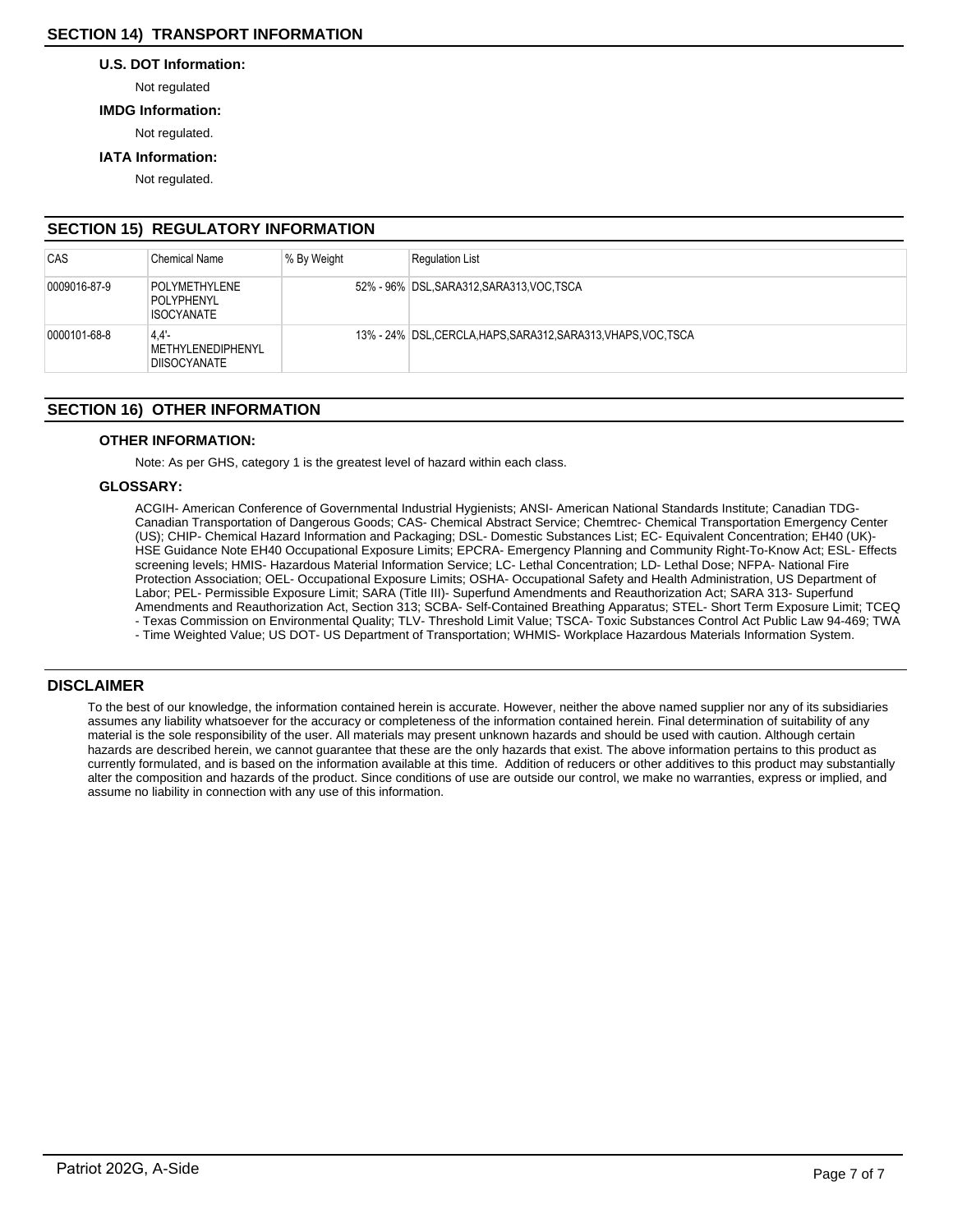## SECTION 14) TRANSPORT INFORMATION

### U.S. DOT Information:

Not regulated

### IMDG Information:

Not regulated.

### IATA Information:

Not regulated.

## SECTION 15) REGULATORY INFORMATION

| CAS | Chemical Name | % By Weight | Regulation List |
|---|---|---|---|
| 0009016-87-9 | POLYMETHYLENE POLYPHENYL ISOCYANATE | 52% - 96% | DSL,SARA312,SARA313,VOC,TSCA |
| 0000101-68-8 | 4,4'-METHYLENEDIPHENYL DIISOCYANATE | 13% - 24% | DSL,CERCLA,HAPS,SARA312,SARA313,VHAPS,VOC,TSCA |

## SECTION 16) OTHER INFORMATION

### OTHER INFORMATION:

Note: As per GHS, category 1 is the greatest level of hazard within each class.

### GLOSSARY:

ACGIH- American Conference of Governmental Industrial Hygienists; ANSI- American National Standards Institute; Canadian TDG- Canadian Transportation of Dangerous Goods; CAS- Chemical Abstract Service; Chemtrec- Chemical Transportation Emergency Center (US); CHIP- Chemical Hazard Information and Packaging; DSL- Domestic Substances List; EC- Equivalent Concentration; EH40 (UK)- HSE Guidance Note EH40 Occupational Exposure Limits; EPCRA- Emergency Planning and Community Right-To-Know Act; ESL- Effects screening levels; HMIS- Hazardous Material Information Service; LC- Lethal Concentration; LD- Lethal Dose; NFPA- National Fire Protection Association; OEL- Occupational Exposure Limits; OSHA- Occupational Safety and Health Administration, US Department of Labor; PEL- Permissible Exposure Limit; SARA (Title III)- Superfund Amendments and Reauthorization Act; SARA 313- Superfund Amendments and Reauthorization Act, Section 313; SCBA- Self-Contained Breathing Apparatus; STEL- Short Term Exposure Limit; TCEQ - Texas Commission on Environmental Quality; TLV- Threshold Limit Value; TSCA- Toxic Substances Control Act Public Law 94-469; TWA - Time Weighted Value; US DOT- US Department of Transportation; WHMIS- Workplace Hazardous Materials Information System.

## DISCLAIMER

To the best of our knowledge, the information contained herein is accurate. However, neither the above named supplier nor any of its subsidiaries assumes any liability whatsoever for the accuracy or completeness of the information contained herein. Final determination of suitability of any material is the sole responsibility of the user. All materials may present unknown hazards and should be used with caution. Although certain hazards are described herein, we cannot guarantee that these are the only hazards that exist. The above information pertains to this product as currently formulated, and is based on the information available at this time. Addition of reducers or other additives to this product may substantially alter the composition and hazards of the product. Since conditions of use are outside our control, we make no warranties, express or implied, and assume no liability in connection with any use of this information.